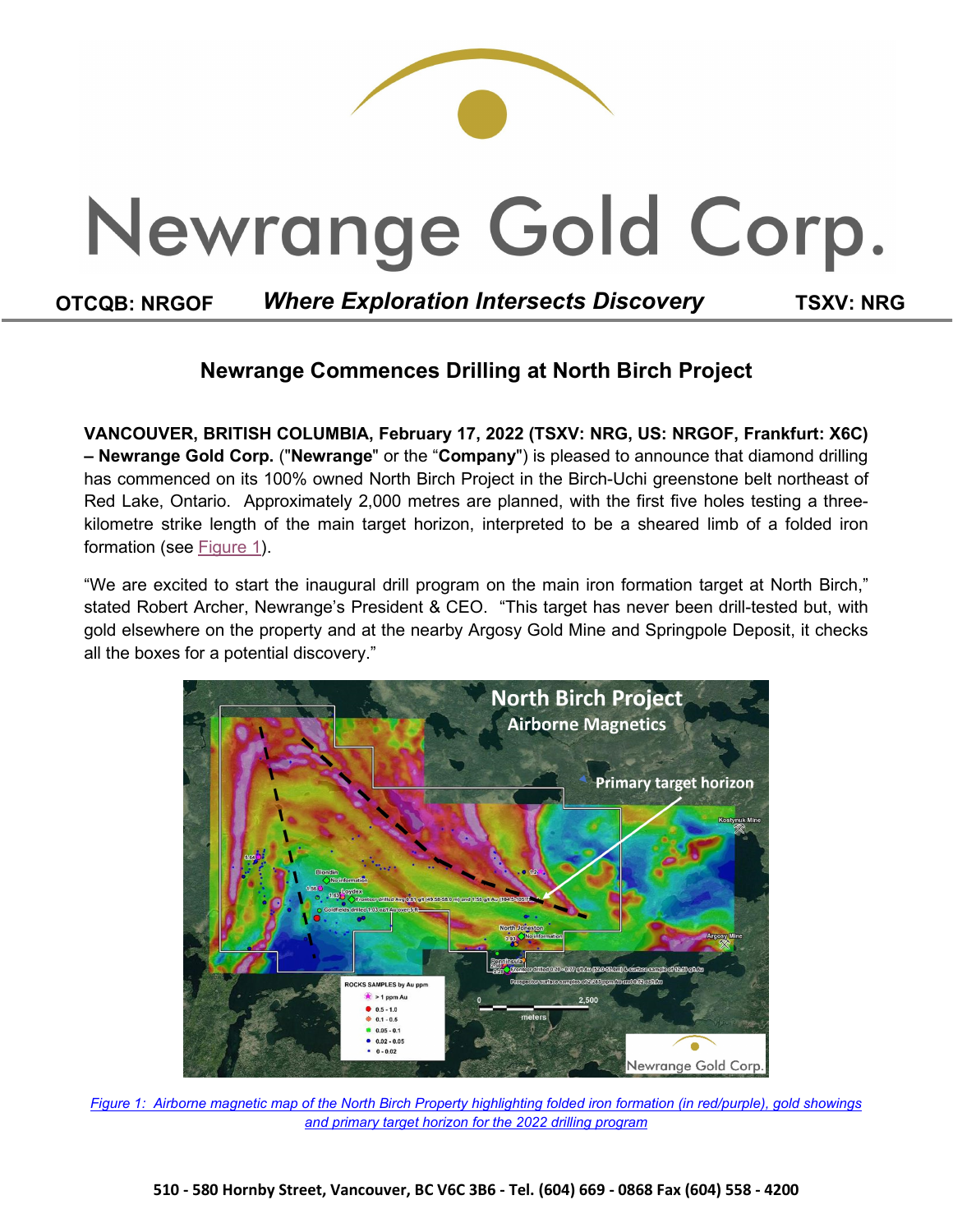# Newrange Gold Corp.

**OTCQB: NRGOF** *Where Exploration Intersects Discovery* **TSXV: NRG**

## Newrange Commences Drilling at North Birch Project

**VANCOUVER, BRITISH COLUMBIA, February 17, 2022 (TSXV: NRG, US: NRGOF, Frankfurt: X6C) – Newrange Gold Corp.** ("**Newrange**" or the "**Company**") is pleased to announce that diamond drilling has commenced on its 100% owned North Birch Project in the Birch-Uchi greenstone belt northeast of Red Lake, Ontario. Approximately 2,000 metres are planned, with the first five holes testing a three-kilometre strike length of the main target horizon, interpreted to be a sheared limb of a folded iron formation (see Figure 1).

"We are excited to start the inaugural drill program on the main iron formation target at North Birch," stated Robert Archer, Newrange's President & CEO. "This target has never been drill-tested but, with gold elsewhere on the property and at the nearby Argosy Gold Mine and Springpole Deposit, it checks all the boxes for a potential discovery."

*Figure 1: Airborne magnetic map of the North Birch Property highlighting folded iron formation (in red/purple), gold showings and primary target horizon for the 2022 drilling program*

510 - 580 Hornby Street, Vancouver, BC V6C 3B6 - Tel. (604) 669 - 0868 Fax (604) 558 - 4200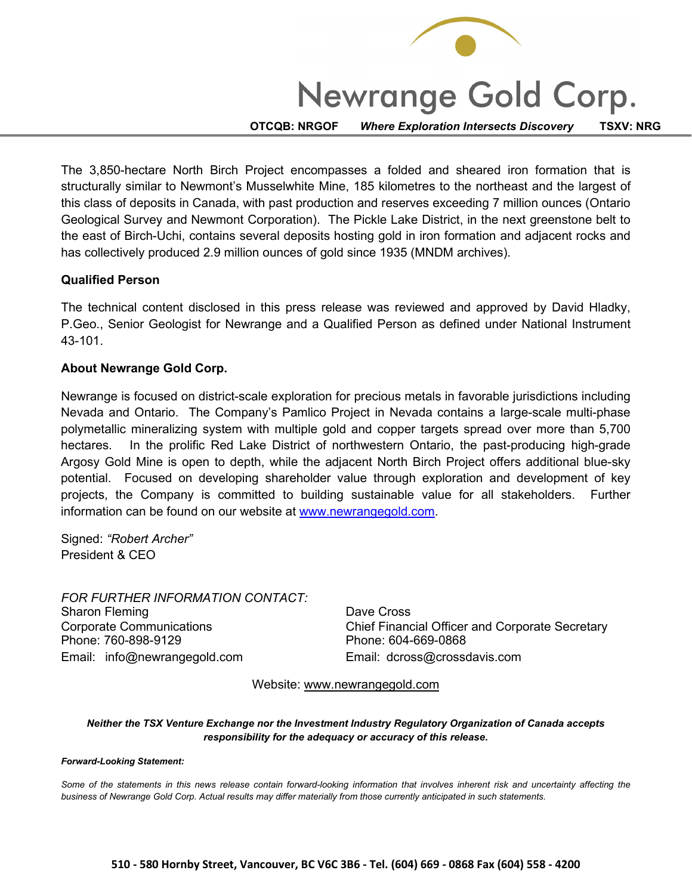The 3,850-hectare North Birch Project encompasses a folded and sheared iron formation that is structurally similar to Newmont's Musselwhite Mine, 185 kilometres to the northeast and the largest of this class of deposits in Canada, with past production and reserves exceeding 7 million ounces (Ontario Geological Survey and Newmont Corporation). The Pickle Lake District, in the next greenstone belt to the east of Birch-Uchi, contains several deposits hosting gold in iron formation and adjacent rocks and has collectively produced 2.9 million ounces of gold since 1935 (MNDM archives).

**Qualified Person**

The technical content disclosed in this press release was reviewed and approved by David Hladky, P.Geo., Senior Geologist for Newrange and a Qualified Person as defined under National Instrument 43-101.

**About Newrange Gold Corp.**

Newrange is focused on district-scale exploration for precious metals in favorable jurisdictions including Nevada and Ontario. The Company's Pamlico Project in Nevada contains a large-scale multi-phase polymetallic mineralizing system with multiple gold and copper targets spread over more than 5,700 hectares. In the prolific Red Lake District of northwestern Ontario, the past-producing high-grade Argosy Gold Mine is open to depth, while the adjacent North Birch Project offers additional blue-sky potential. Focused on developing shareholder value through exploration and development of key projects, the Company is committed to building sustainable value for all stakeholders. Further information can be found on our website at [www.newrangegold.com](http://www.newrangegold.com).

Signed: *"Robert Archer"*
President & CEO

*FOR FURTHER INFORMATION CONTACT:*

Sharon Fleming
Corporate Communications
Phone: 760-898-9129
Email: info@newrangegold.com

Dave Cross
Chief Financial Officer and Corporate Secretary
Phone: 604-669-0868
Email: dcross@crossdavis.com

Website: [www.newrangegold.com](http://www.newrangegold.com)

***Neither the TSX Venture Exchange nor the Investment Industry Regulatory Organization of Canada accepts responsibility for the adequacy or accuracy of this release.***

***Forward-Looking Statement:***

*Some of the statements in this news release contain forward-looking information that involves inherent risk and uncertainty affecting the business of Newrange Gold Corp. Actual results may differ materially from those currently anticipated in such statements.*